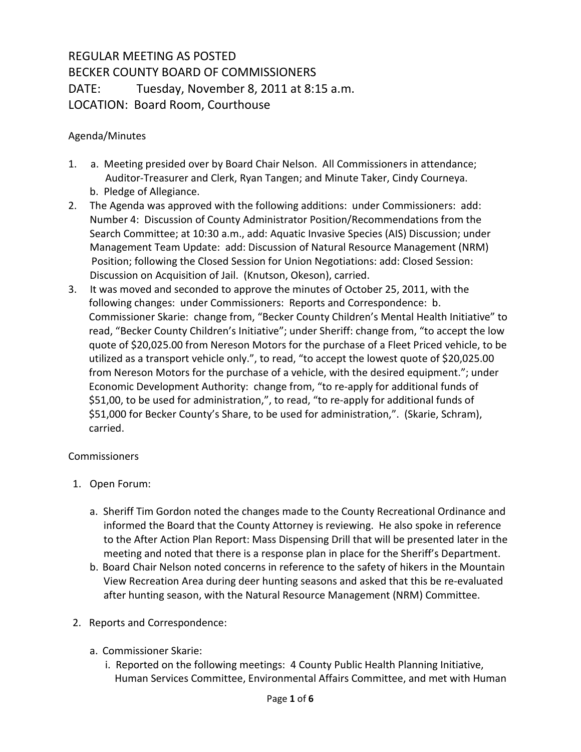REGULAR MEETING AS POSTED
BECKER COUNTY BOARD OF COMMISSIONERS
DATE: Tuesday, November 8, 2011 at 8:15 a.m.
LOCATION: Board Room, Courthouse

Agenda/Minutes

1. a. Meeting presided over by Board Chair Nelson. All Commissioners in attendance; Auditor-Treasurer and Clerk, Ryan Tangen; and Minute Taker, Cindy Courneya.
   b. Pledge of Allegiance.
2. The Agenda was approved with the following additions: under Commissioners: add: Number 4: Discussion of County Administrator Position/Recommendations from the Search Committee; at 10:30 a.m., add: Aquatic Invasive Species (AIS) Discussion; under Management Team Update: add: Discussion of Natural Resource Management (NRM) Position; following the Closed Session for Union Negotiations: add: Closed Session: Discussion on Acquisition of Jail. (Knutson, Okeson), carried.
3. It was moved and seconded to approve the minutes of October 25, 2011, with the following changes: under Commissioners: Reports and Correspondence: b. Commissioner Skarie: change from, "Becker County Children's Mental Health Initiative" to read, "Becker County Children's Initiative"; under Sheriff: change from, "to accept the low quote of $20,025.00 from Nereson Motors for the purchase of a Fleet Priced vehicle, to be utilized as a transport vehicle only.", to read, "to accept the lowest quote of $20,025.00 from Nereson Motors for the purchase of a vehicle, with the desired equipment."; under Economic Development Authority: change from, "to re-apply for additional funds of $51,00, to be used for administration,", to read, "to re-apply for additional funds of $51,000 for Becker County's Share, to be used for administration,". (Skarie, Schram), carried.

Commissioners

1. Open Forum:
   a. Sheriff Tim Gordon noted the changes made to the County Recreational Ordinance and informed the Board that the County Attorney is reviewing. He also spoke in reference to the After Action Plan Report: Mass Dispensing Drill that will be presented later in the meeting and noted that there is a response plan in place for the Sheriff's Department.
   b. Board Chair Nelson noted concerns in reference to the safety of hikers in the Mountain View Recreation Area during deer hunting seasons and asked that this be re-evaluated after hunting season, with the Natural Resource Management (NRM) Committee.
2. Reports and Correspondence:
   a. Commissioner Skarie:
      i. Reported on the following meetings: 4 County Public Health Planning Initiative, Human Services Committee, Environmental Affairs Committee, and met with Human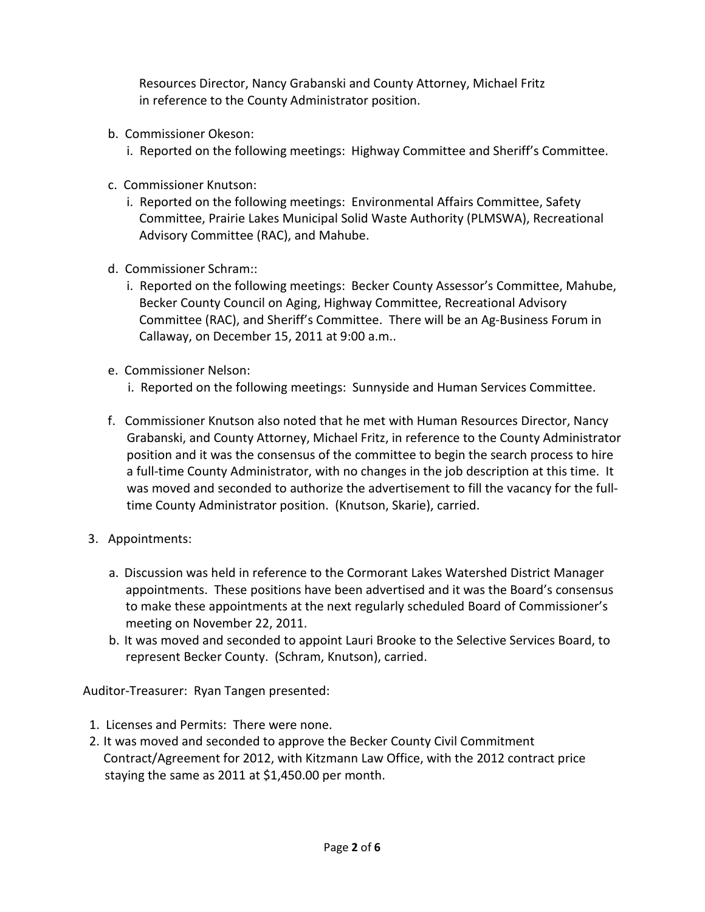Resources Director, Nancy Grabanski and County Attorney, Michael Fritz in reference to the County Administrator position.

b. Commissioner Okeson:
   i. Reported on the following meetings: Highway Committee and Sheriff's Committee.

c. Commissioner Knutson:
   i. Reported on the following meetings: Environmental Affairs Committee, Safety Committee, Prairie Lakes Municipal Solid Waste Authority (PLMSWA), Recreational Advisory Committee (RAC), and Mahube.

d. Commissioner Schram::
   i. Reported on the following meetings: Becker County Assessor's Committee, Mahube, Becker County Council on Aging, Highway Committee, Recreational Advisory Committee (RAC), and Sheriff's Committee. There will be an Ag-Business Forum in Callaway, on December 15, 2011 at 9:00 a.m..

e. Commissioner Nelson:
   i. Reported on the following meetings: Sunnyside and Human Services Committee.

f. Commissioner Knutson also noted that he met with Human Resources Director, Nancy Grabanski, and County Attorney, Michael Fritz, in reference to the County Administrator position and it was the consensus of the committee to begin the search process to hire a full-time County Administrator, with no changes in the job description at this time. It was moved and seconded to authorize the advertisement to fill the vacancy for the full-time County Administrator position. (Knutson, Skarie), carried.

3. Appointments:

   a. Discussion was held in reference to the Cormorant Lakes Watershed District Manager appointments. These positions have been advertised and it was the Board's consensus to make these appointments at the next regularly scheduled Board of Commissioner's meeting on November 22, 2011.
   b. It was moved and seconded to appoint Lauri Brooke to the Selective Services Board, to represent Becker County. (Schram, Knutson), carried.

Auditor-Treasurer: Ryan Tangen presented:

1. Licenses and Permits: There were none.
2. It was moved and seconded to approve the Becker County Civil Commitment Contract/Agreement for 2012, with Kitzmann Law Office, with the 2012 contract price staying the same as 2011 at $1,450.00 per month.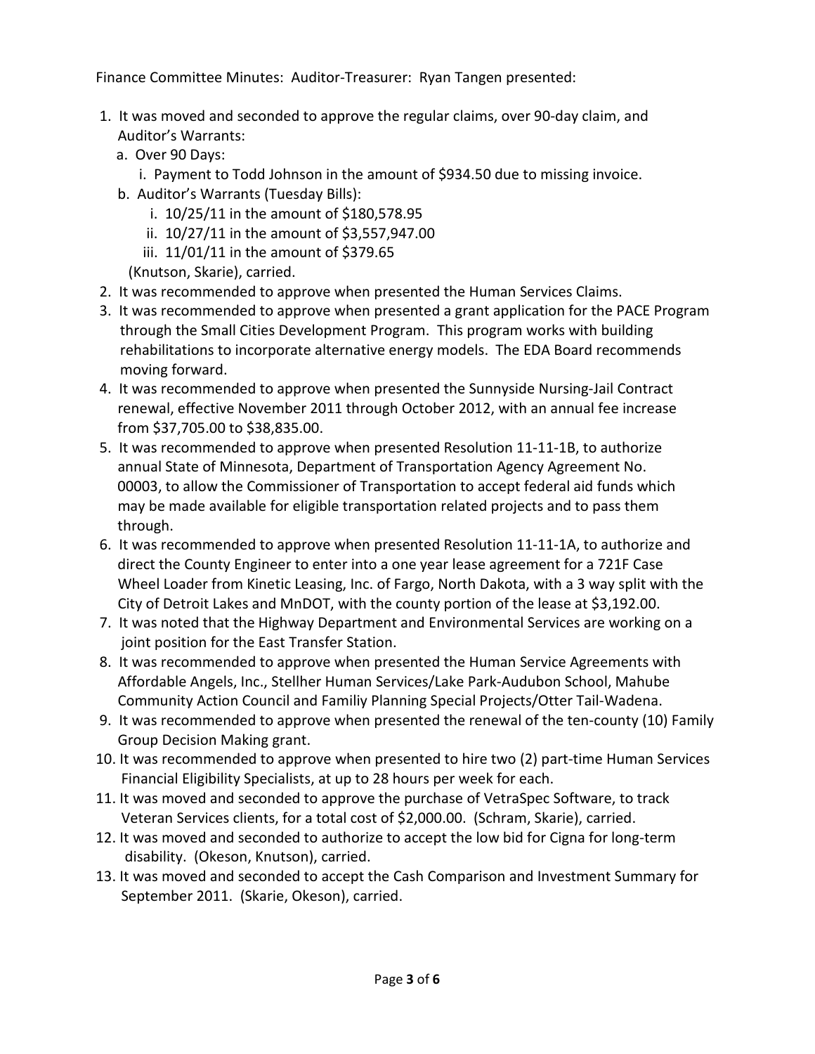Finance Committee Minutes: Auditor-Treasurer: Ryan Tangen presented:

1. It was moved and seconded to approve the regular claims, over 90-day claim, and Auditor's Warrants:
   a. Over 90 Days:
      i. Payment to Todd Johnson in the amount of $934.50 due to missing invoice.
   b. Auditor's Warrants (Tuesday Bills):
      i. 10/25/11 in the amount of $180,578.95
      ii. 10/27/11 in the amount of $3,557,947.00
      iii. 11/01/11 in the amount of $379.65

   (Knutson, Skarie), carried.
2. It was recommended to approve when presented the Human Services Claims.
3. It was recommended to approve when presented a grant application for the PACE Program through the Small Cities Development Program. This program works with building rehabilitations to incorporate alternative energy models. The EDA Board recommends moving forward.
4. It was recommended to approve when presented the Sunnyside Nursing-Jail Contract renewal, effective November 2011 through October 2012, with an annual fee increase from $37,705.00 to $38,835.00.
5. It was recommended to approve when presented Resolution 11-11-1B, to authorize annual State of Minnesota, Department of Transportation Agency Agreement No. 00003, to allow the Commissioner of Transportation to accept federal aid funds which may be made available for eligible transportation related projects and to pass them through.
6. It was recommended to approve when presented Resolution 11-11-1A, to authorize and direct the County Engineer to enter into a one year lease agreement for a 721F Case Wheel Loader from Kinetic Leasing, Inc. of Fargo, North Dakota, with a 3 way split with the City of Detroit Lakes and MnDOT, with the county portion of the lease at $3,192.00.
7. It was noted that the Highway Department and Environmental Services are working on a joint position for the East Transfer Station.
8. It was recommended to approve when presented the Human Service Agreements with Affordable Angels, Inc., Stellher Human Services/Lake Park-Audubon School, Mahube Community Action Council and Familiy Planning Special Projects/Otter Tail-Wadena.
9. It was recommended to approve when presented the renewal of the ten-county (10) Family Group Decision Making grant.
10. It was recommended to approve when presented to hire two (2) part-time Human Services Financial Eligibility Specialists, at up to 28 hours per week for each.
11. It was moved and seconded to approve the purchase of VetraSpec Software, to track Veteran Services clients, for a total cost of $2,000.00. (Schram, Skarie), carried.
12. It was moved and seconded to authorize to accept the low bid for Cigna for long-term disability. (Okeson, Knutson), carried.
13. It was moved and seconded to accept the Cash Comparison and Investment Summary for September 2011. (Skarie, Okeson), carried.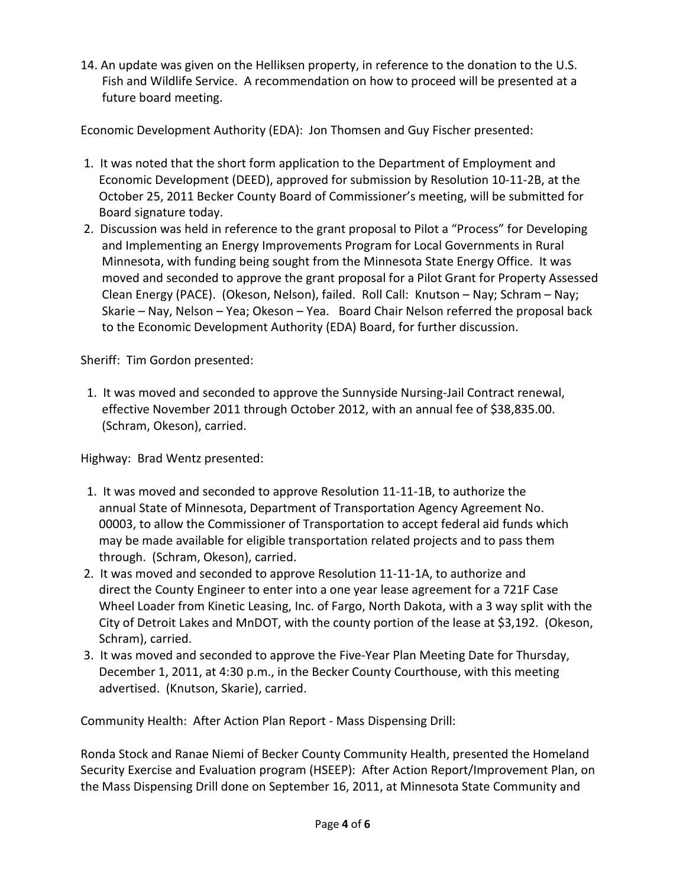14. An update was given on the Helliksen property, in reference to the donation to the U.S. Fish and Wildlife Service. A recommendation on how to proceed will be presented at a future board meeting.

Economic Development Authority (EDA): Jon Thomsen and Guy Fischer presented:

1. It was noted that the short form application to the Department of Employment and Economic Development (DEED), approved for submission by Resolution 10-11-2B, at the October 25, 2011 Becker County Board of Commissioner's meeting, will be submitted for Board signature today.
2. Discussion was held in reference to the grant proposal to Pilot a "Process" for Developing and Implementing an Energy Improvements Program for Local Governments in Rural Minnesota, with funding being sought from the Minnesota State Energy Office. It was moved and seconded to approve the grant proposal for a Pilot Grant for Property Assessed Clean Energy (PACE). (Okeson, Nelson), failed. Roll Call: Knutson – Nay; Schram – Nay; Skarie – Nay, Nelson – Yea; Okeson – Yea. Board Chair Nelson referred the proposal back to the Economic Development Authority (EDA) Board, for further discussion.

Sheriff: Tim Gordon presented:

1. It was moved and seconded to approve the Sunnyside Nursing-Jail Contract renewal, effective November 2011 through October 2012, with an annual fee of $38,835.00. (Schram, Okeson), carried.

Highway: Brad Wentz presented:

1. It was moved and seconded to approve Resolution 11-11-1B, to authorize the annual State of Minnesota, Department of Transportation Agency Agreement No. 00003, to allow the Commissioner of Transportation to accept federal aid funds which may be made available for eligible transportation related projects and to pass them through. (Schram, Okeson), carried.
2. It was moved and seconded to approve Resolution 11-11-1A, to authorize and direct the County Engineer to enter into a one year lease agreement for a 721F Case Wheel Loader from Kinetic Leasing, Inc. of Fargo, North Dakota, with a 3 way split with the City of Detroit Lakes and MnDOT, with the county portion of the lease at $3,192. (Okeson, Schram), carried.
3. It was moved and seconded to approve the Five-Year Plan Meeting Date for Thursday, December 1, 2011, at 4:30 p.m., in the Becker County Courthouse, with this meeting advertised. (Knutson, Skarie), carried.

Community Health: After Action Plan Report - Mass Dispensing Drill:

Ronda Stock and Ranae Niemi of Becker County Community Health, presented the Homeland Security Exercise and Evaluation program (HSEEP): After Action Report/Improvement Plan, on the Mass Dispensing Drill done on September 16, 2011, at Minnesota State Community and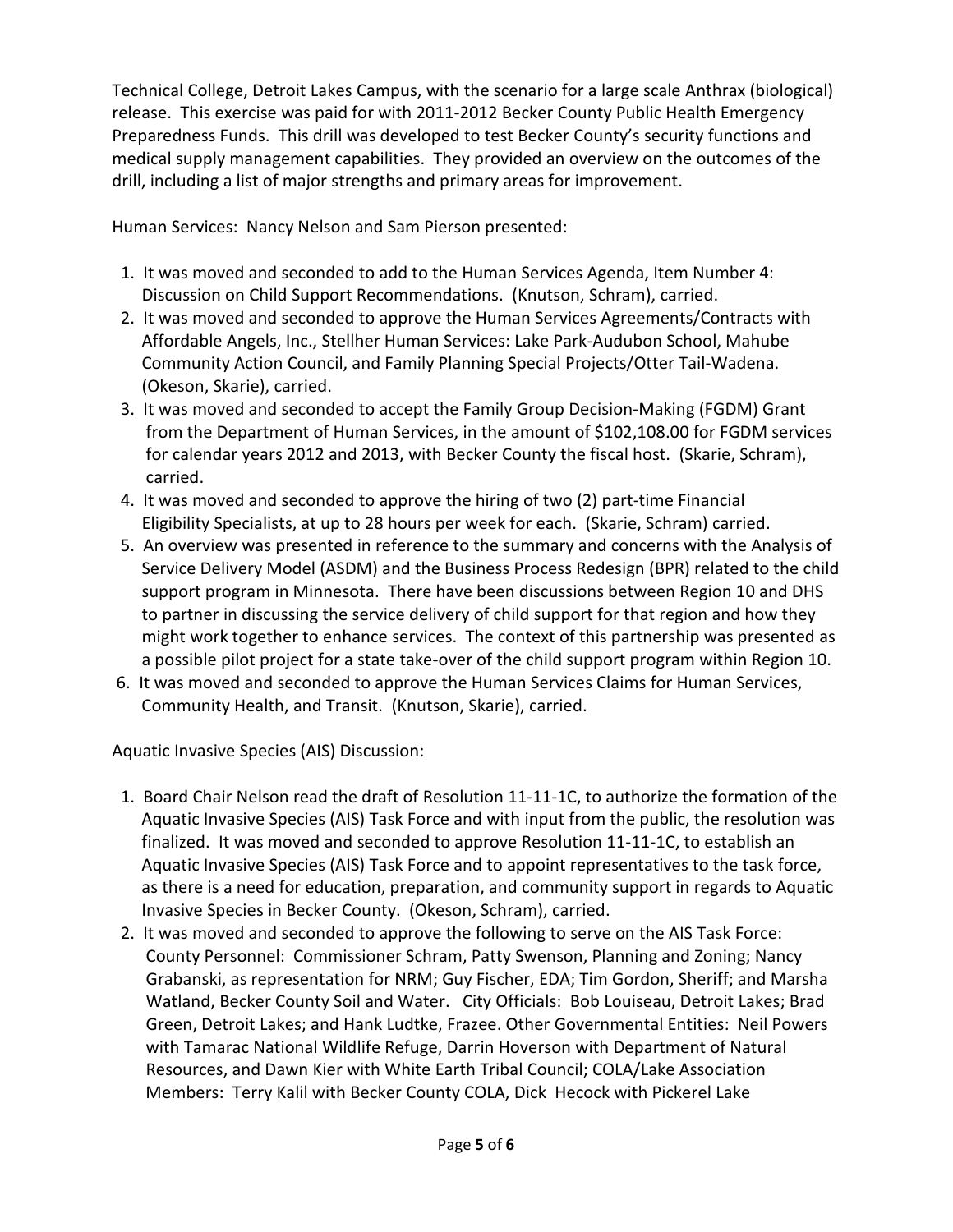Technical College, Detroit Lakes Campus, with the scenario for a large scale Anthrax (biological) release. This exercise was paid for with 2011-2012 Becker County Public Health Emergency Preparedness Funds. This drill was developed to test Becker County's security functions and medical supply management capabilities. They provided an overview on the outcomes of the drill, including a list of major strengths and primary areas for improvement.

Human Services: Nancy Nelson and Sam Pierson presented:

1. It was moved and seconded to add to the Human Services Agenda, Item Number 4: Discussion on Child Support Recommendations. (Knutson, Schram), carried.
2. It was moved and seconded to approve the Human Services Agreements/Contracts with Affordable Angels, Inc., Stellher Human Services: Lake Park-Audubon School, Mahube Community Action Council, and Family Planning Special Projects/Otter Tail-Wadena. (Okeson, Skarie), carried.
3. It was moved and seconded to accept the Family Group Decision-Making (FGDM) Grant from the Department of Human Services, in the amount of $102,108.00 for FGDM services for calendar years 2012 and 2013, with Becker County the fiscal host. (Skarie, Schram), carried.
4. It was moved and seconded to approve the hiring of two (2) part-time Financial Eligibility Specialists, at up to 28 hours per week for each. (Skarie, Schram) carried.
5. An overview was presented in reference to the summary and concerns with the Analysis of Service Delivery Model (ASDM) and the Business Process Redesign (BPR) related to the child support program in Minnesota. There have been discussions between Region 10 and DHS to partner in discussing the service delivery of child support for that region and how they might work together to enhance services. The context of this partnership was presented as a possible pilot project for a state take-over of the child support program within Region 10.
6. It was moved and seconded to approve the Human Services Claims for Human Services, Community Health, and Transit. (Knutson, Skarie), carried.

Aquatic Invasive Species (AIS) Discussion:

1. Board Chair Nelson read the draft of Resolution 11-11-1C, to authorize the formation of the Aquatic Invasive Species (AIS) Task Force and with input from the public, the resolution was finalized. It was moved and seconded to approve Resolution 11-11-1C, to establish an Aquatic Invasive Species (AIS) Task Force and to appoint representatives to the task force, as there is a need for education, preparation, and community support in regards to Aquatic Invasive Species in Becker County. (Okeson, Schram), carried.
2. It was moved and seconded to approve the following to serve on the AIS Task Force: County Personnel: Commissioner Schram, Patty Swenson, Planning and Zoning; Nancy Grabanski, as representation for NRM; Guy Fischer, EDA; Tim Gordon, Sheriff; and Marsha Watland, Becker County Soil and Water. City Officials: Bob Louiseau, Detroit Lakes; Brad Green, Detroit Lakes; and Hank Ludtke, Frazee. Other Governmental Entities: Neil Powers with Tamarac National Wildlife Refuge, Darrin Hoverson with Department of Natural Resources, and Dawn Kier with White Earth Tribal Council; COLA/Lake Association Members: Terry Kalil with Becker County COLA, Dick Hecock with Pickerel Lake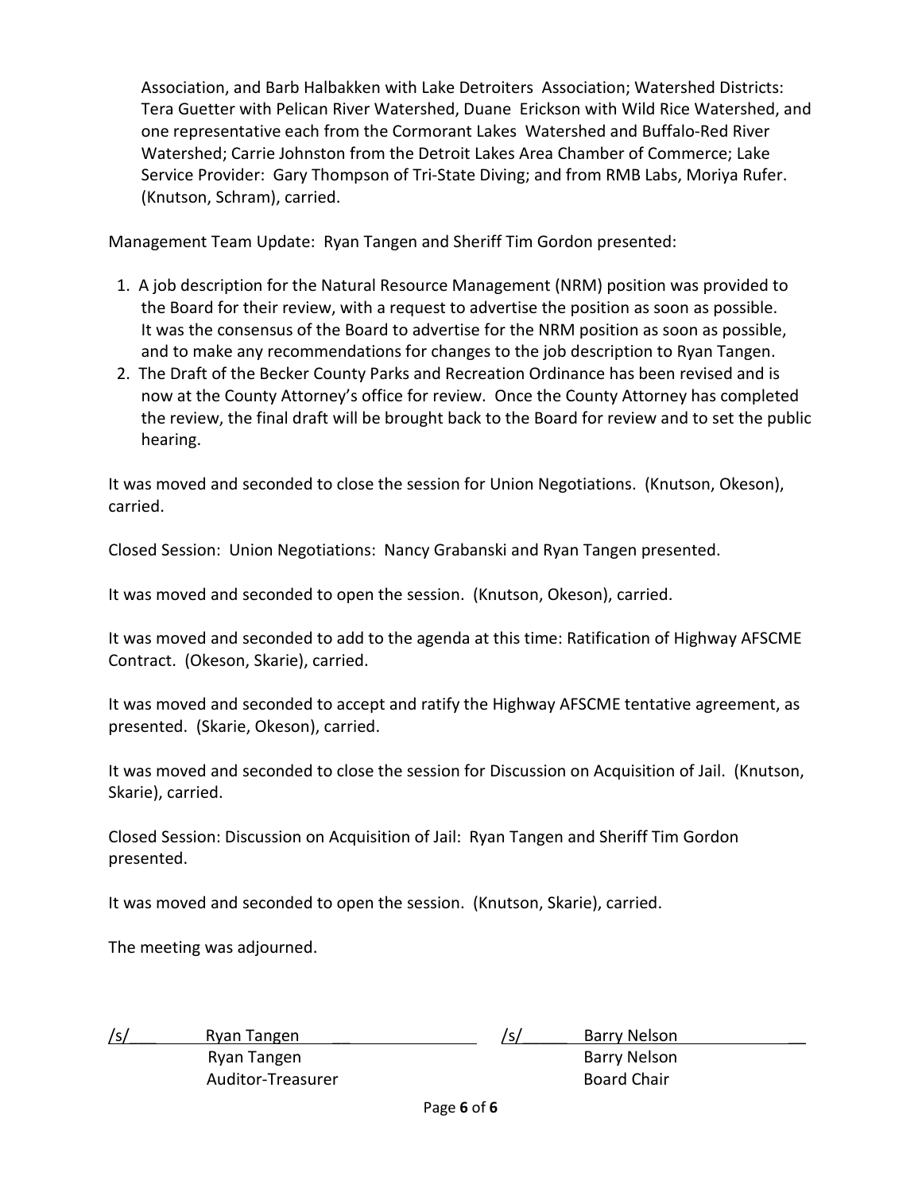Association, and Barb Halbakken with Lake Detroiters Association; Watershed Districts: Tera Guetter with Pelican River Watershed, Duane Erickson with Wild Rice Watershed, and one representative each from the Cormorant Lakes Watershed and Buffalo-Red River Watershed; Carrie Johnston from the Detroit Lakes Area Chamber of Commerce; Lake Service Provider: Gary Thompson of Tri-State Diving; and from RMB Labs, Moriya Rufer. (Knutson, Schram), carried.

Management Team Update: Ryan Tangen and Sheriff Tim Gordon presented:

1. A job description for the Natural Resource Management (NRM) position was provided to the Board for their review, with a request to advertise the position as soon as possible. It was the consensus of the Board to advertise for the NRM position as soon as possible, and to make any recommendations for changes to the job description to Ryan Tangen.
2. The Draft of the Becker County Parks and Recreation Ordinance has been revised and is now at the County Attorney's office for review. Once the County Attorney has completed the review, the final draft will be brought back to the Board for review and to set the public hearing.

It was moved and seconded to close the session for Union Negotiations. (Knutson, Okeson), carried.

Closed Session: Union Negotiations: Nancy Grabanski and Ryan Tangen presented.

It was moved and seconded to open the session. (Knutson, Okeson), carried.

It was moved and seconded to add to the agenda at this time: Ratification of Highway AFSCME Contract. (Okeson, Skarie), carried.

It was moved and seconded to accept and ratify the Highway AFSCME tentative agreement, as presented. (Skarie, Okeson), carried.

It was moved and seconded to close the session for Discussion on Acquisition of Jail. (Knutson, Skarie), carried.

Closed Session: Discussion on Acquisition of Jail: Ryan Tangen and Sheriff Tim Gordon presented.

It was moved and seconded to open the session. (Knutson, Skarie), carried.

The meeting was adjourned.

/s/ Ryan Tangen
Ryan Tangen
Auditor-Treasurer

/s/ Barry Nelson
Barry Nelson
Board Chair